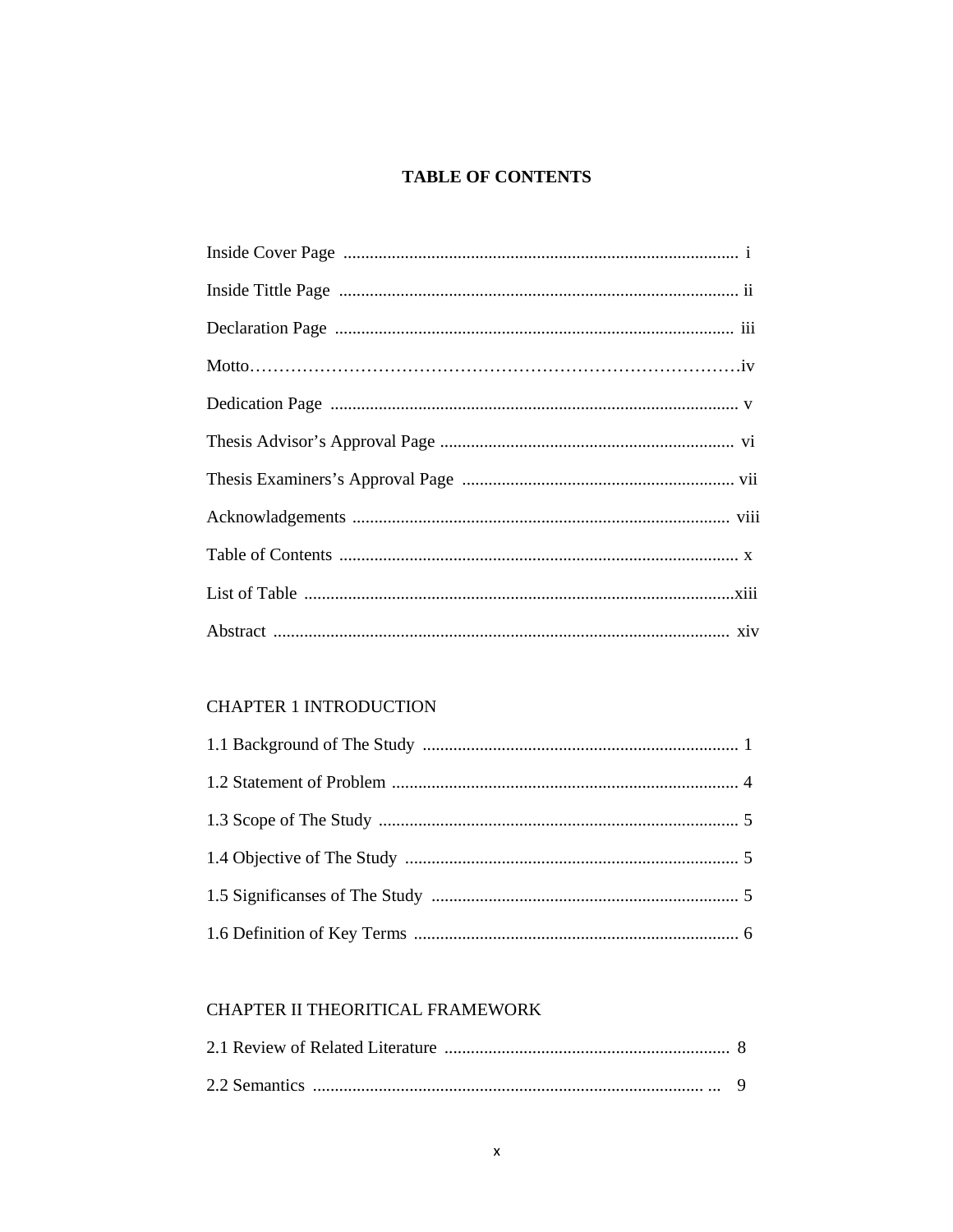# TABLE OF CONTENTS

Inside Cover Page .......................................................................................... i

Inside Tittle Page .......................................................................................... ii

Declaration Page .......................................................................................... iii

Motto……………………………………………………………………………iv

Dedication Page ............................................................................................ v

Thesis Advisor's Approval Page ................................................................... vi

Thesis Examiners's Approval Page .............................................................. vii

Acknowladgements ..................................................................................... viii

Table of Contents .......................................................................................... x

List of Table ..................................................................................................xiii

Abstract ....................................................................................................... xiv

CHAPTER 1 INTRODUCTION

1.1 Background of The Study ........................................................................ 1

1.2 Statement of Problem ............................................................................... 4

1.3 Scope of The Study .................................................................................. 5

1.4 Objective of The Study ............................................................................ 5

1.5 Significanses of The Study ...................................................................... 5

1.6 Definition of Key Terms .......................................................................... 6

CHAPTER II THEORITICAL FRAMEWORK

2.1 Review of Related Literature ................................................................. 8

2.2 Semantics ......................................................................................... ... 9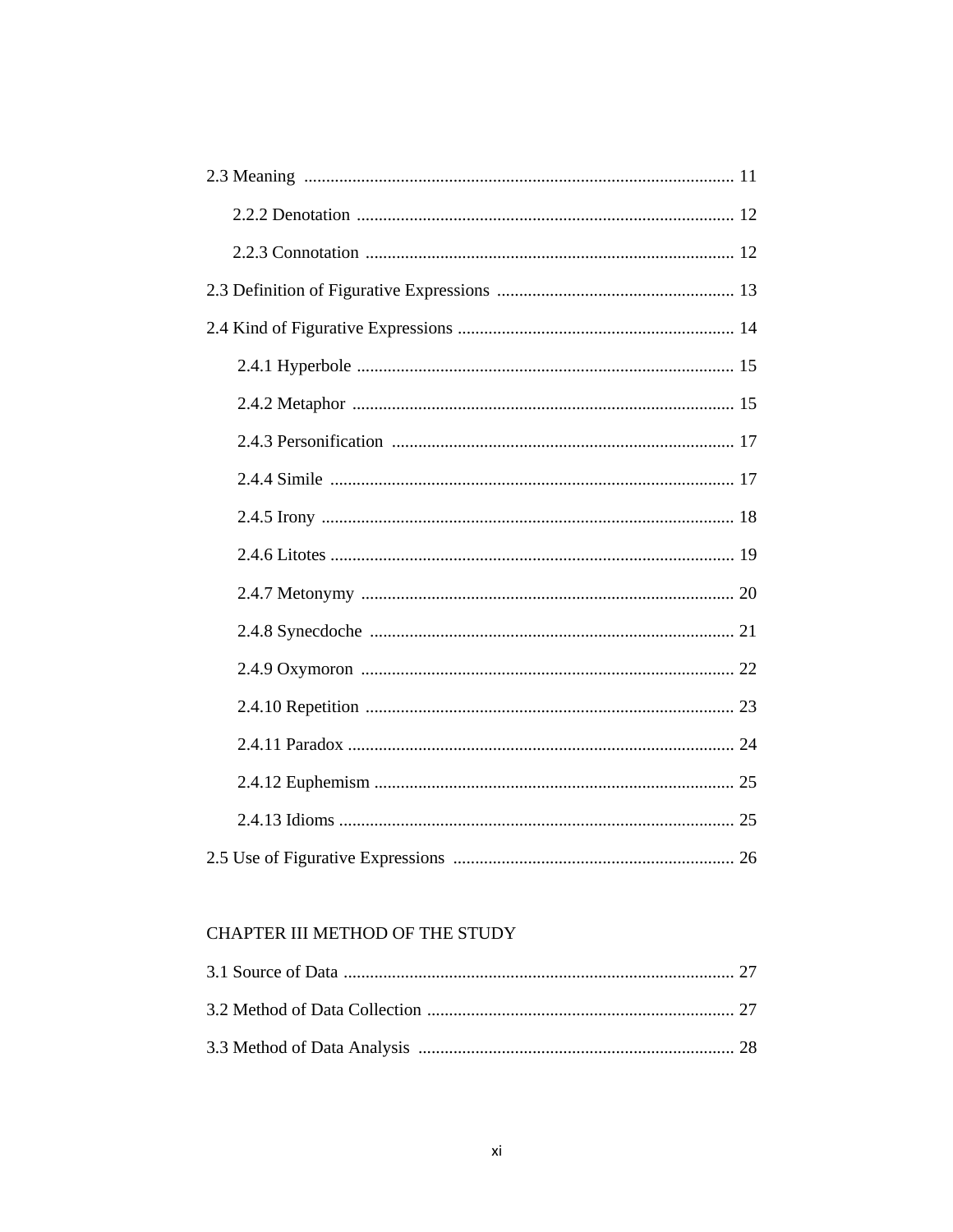2.3 Meaning .................................................................................................. 11

  2.2.2 Denotation ...................................................................................... 12

  2.2.3 Connotation .................................................................................... 12

2.3 Definition of Figurative Expressions ...................................................... 13

2.4 Kind of Figurative Expressions ............................................................... 14

  2.4.1 Hyperbole ...................................................................................... 15

  2.4.2 Metaphor ....................................................................................... 15

  2.4.3 Personification .............................................................................. 17

  2.4.4 Simile ............................................................................................ 17

  2.4.5 Irony .............................................................................................. 18

  2.4.6 Litotes ............................................................................................ 19

  2.4.7 Metonymy ..................................................................................... 20

  2.4.8 Synecdoche ................................................................................... 21

  2.4.9 Oxymoron ..................................................................................... 22

  2.4.10 Repetition .................................................................................... 23

  2.4.11 Paradox ........................................................................................ 24

  2.4.12 Euphemism .................................................................................. 25

  2.4.13 Idioms .......................................................................................... 25

2.5 Use of Figurative Expressions ................................................................ 26

CHAPTER III METHOD OF THE STUDY

3.1 Source of Data ......................................................................................... 27

3.2 Method of Data Collection ...................................................................... 27

3.3 Method of Data Analysis ........................................................................ 28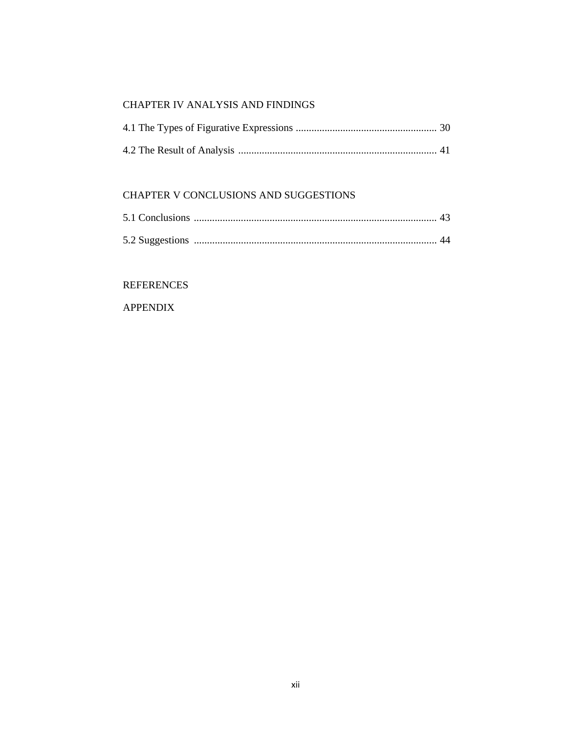CHAPTER IV ANALYSIS AND FINDINGS

4.1 The Types of Figurative Expressions ...................................................... 30

4.2 The Result of Analysis ............................................................................ 41

CHAPTER V CONCLUSIONS AND SUGGESTIONS

5.1 Conclusions ............................................................................................. 43

5.2 Suggestions ............................................................................................. 44

REFERENCES

APPENDIX